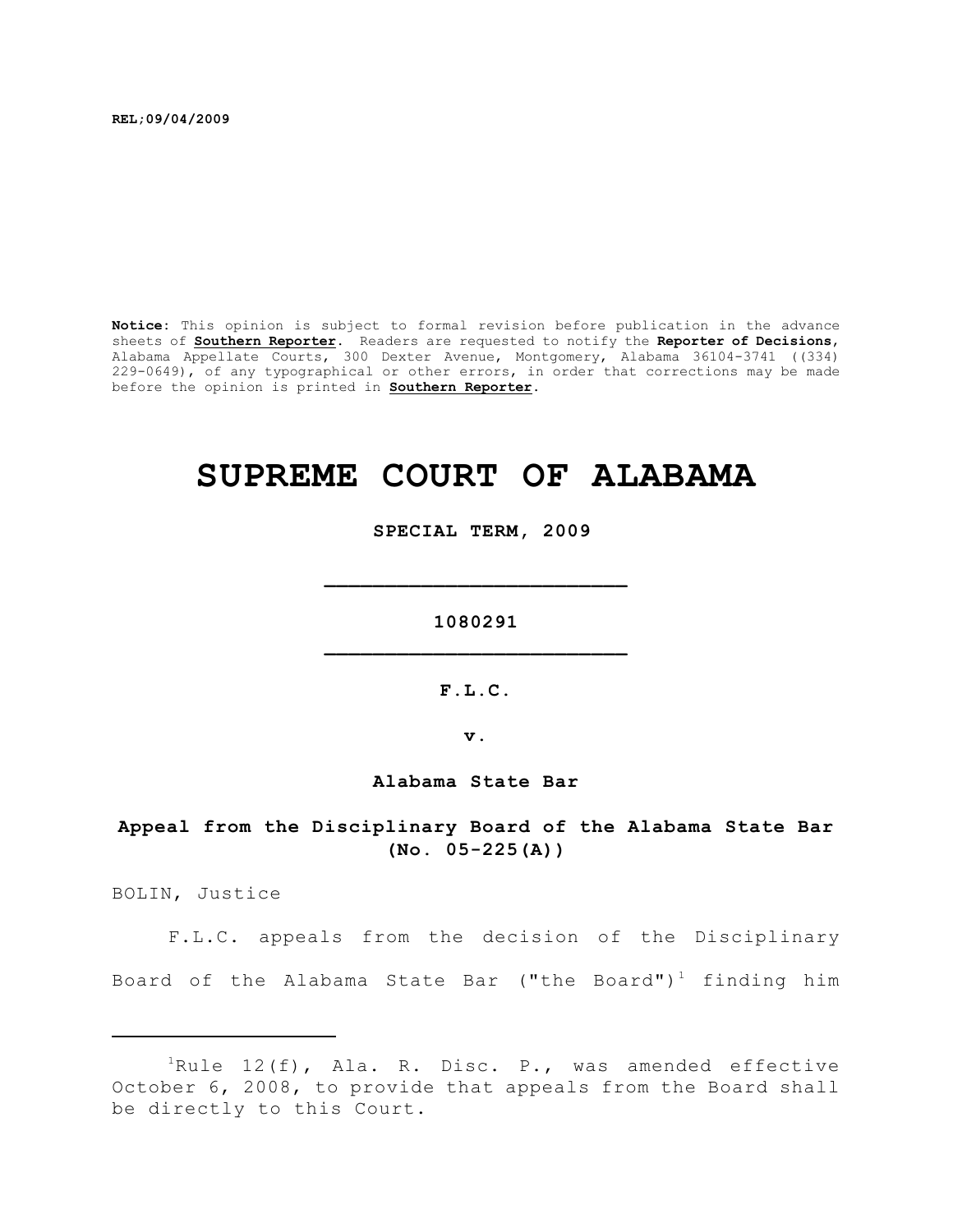REL;09/04/2009

**Notice:** This opinion is subject to formal revision before publication in the advance sheets of **Southern Reporter**. Readers are requested to notify the **Reporter of Decisions**, Alabama Appellate Courts, 300 Dexter Avenue, Montgomery, Alabama 36104-3741 ((334) 229-0649), of any typographical or other errors, in order that corrections may be made before the opinion is printed in **Southern Reporter**.

# SUPREME COURT OF ALABAMA

**SPECIAL TERM, 2009**

_________________________

**1080291**

_________________________

**F.L.C.**

**v.**

**Alabama State Bar**

**Appeal from the Disciplinary Board of the Alabama State Bar (No. 05-225(A))**

BOLIN, Justice

F.L.C. appeals from the decision of the Disciplinary Board of the Alabama State Bar ("the Board")[1] finding him

---

[1] Rule 12(f), Ala. R. Disc. P., was amended effective October 6, 2008, to provide that appeals from the Board shall be directly to this Court.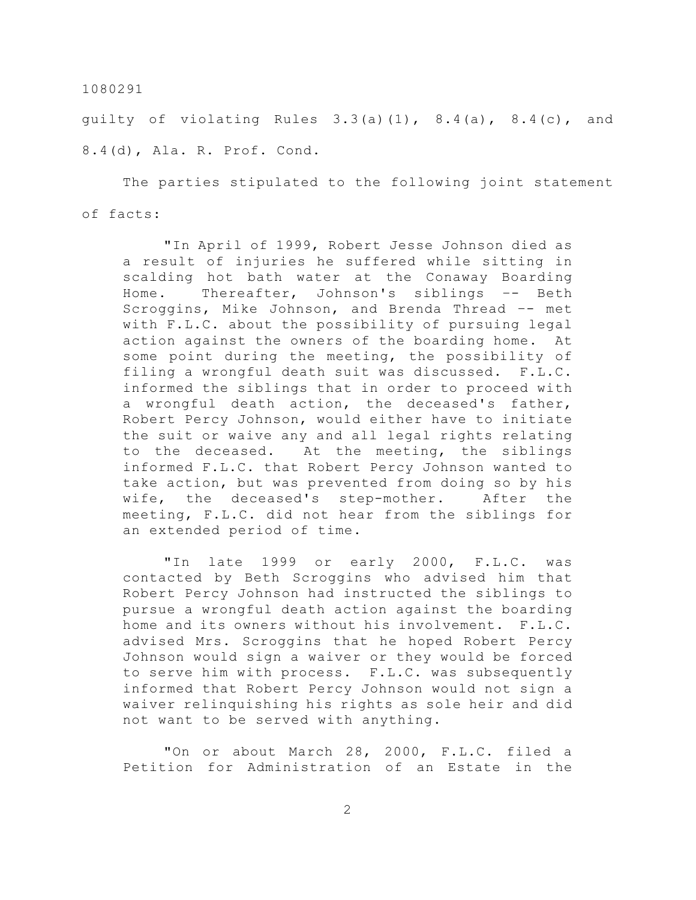guilty of violating Rules 3.3(a)(1), 8.4(a), 8.4(c), and 8.4(d), Ala. R. Prof. Cond.

The parties stipulated to the following joint statement of facts:

> "In April of 1999, Robert Jesse Johnson died as a result of injuries he suffered while sitting in scalding hot bath water at the Conaway Boarding Home. Thereafter, Johnson's siblings -- Beth Scroggins, Mike Johnson, and Brenda Thread -- met with F.L.C. about the possibility of pursuing legal action against the owners of the boarding home. At some point during the meeting, the possibility of filing a wrongful death suit was discussed. F.L.C. informed the siblings that in order to proceed with a wrongful death action, the deceased's father, Robert Percy Johnson, would either have to initiate the suit or waive any and all legal rights relating to the deceased. At the meeting, the siblings informed F.L.C. that Robert Percy Johnson wanted to take action, but was prevented from doing so by his wife, the deceased's step-mother. After the meeting, F.L.C. did not hear from the siblings for an extended period of time.
>
> "In late 1999 or early 2000, F.L.C. was contacted by Beth Scroggins who advised him that Robert Percy Johnson had instructed the siblings to pursue a wrongful death action against the boarding home and its owners without his involvement. F.L.C. advised Mrs. Scroggins that he hoped Robert Percy Johnson would sign a waiver or they would be forced to serve him with process. F.L.C. was subsequently informed that Robert Percy Johnson would not sign a waiver relinquishing his rights as sole heir and did not want to be served with anything.
>
> "On or about March 28, 2000, F.L.C. filed a Petition for Administration of an Estate in the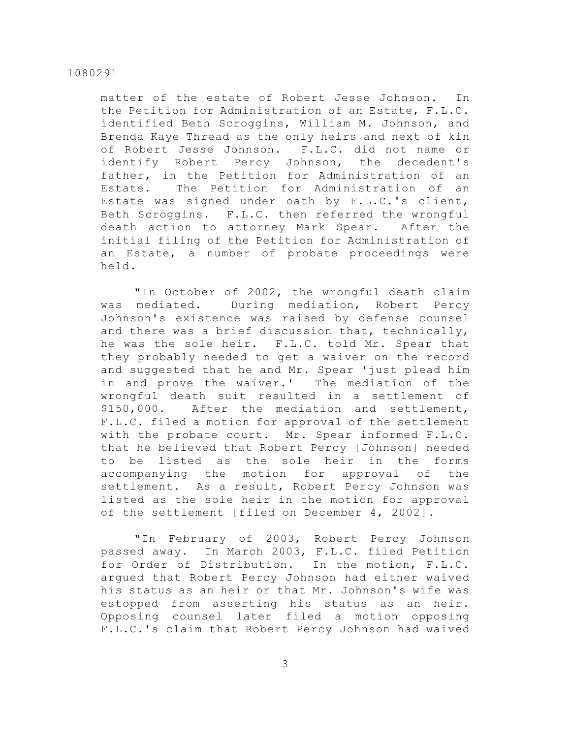matter of the estate of Robert Jesse Johnson. In the Petition for Administration of an Estate, F.L.C. identified Beth Scroggins, William M. Johnson, and Brenda Kaye Thread as the only heirs and next of kin of Robert Jesse Johnson. F.L.C. did not name or identify Robert Percy Johnson, the decedent's father, in the Petition for Administration of an Estate. The Petition for Administration of an Estate was signed under oath by F.L.C.'s client, Beth Scroggins. F.L.C. then referred the wrongful death action to attorney Mark Spear. After the initial filing of the Petition for Administration of an Estate, a number of probate proceedings were held.

"In October of 2002, the wrongful death claim was mediated. During mediation, Robert Percy Johnson's existence was raised by defense counsel and there was a brief discussion that, technically, he was the sole heir. F.L.C. told Mr. Spear that they probably needed to get a waiver on the record and suggested that he and Mr. Spear 'just plead him in and prove the waiver.' The mediation of the wrongful death suit resulted in a settlement of $150,000. After the mediation and settlement, F.L.C. filed a motion for approval of the settlement with the probate court. Mr. Spear informed F.L.C. that he believed that Robert Percy [Johnson] needed to be listed as the sole heir in the forms accompanying the motion for approval of the settlement. As a result, Robert Percy Johnson was listed as the sole heir in the motion for approval of the settlement [filed on December 4, 2002].

"In February of 2003, Robert Percy Johnson passed away. In March 2003, F.L.C. filed Petition for Order of Distribution. In the motion, F.L.C. argued that Robert Percy Johnson had either waived his status as an heir or that Mr. Johnson's wife was estopped from asserting his status as an heir. Opposing counsel later filed a motion opposing F.L.C.'s claim that Robert Percy Johnson had waived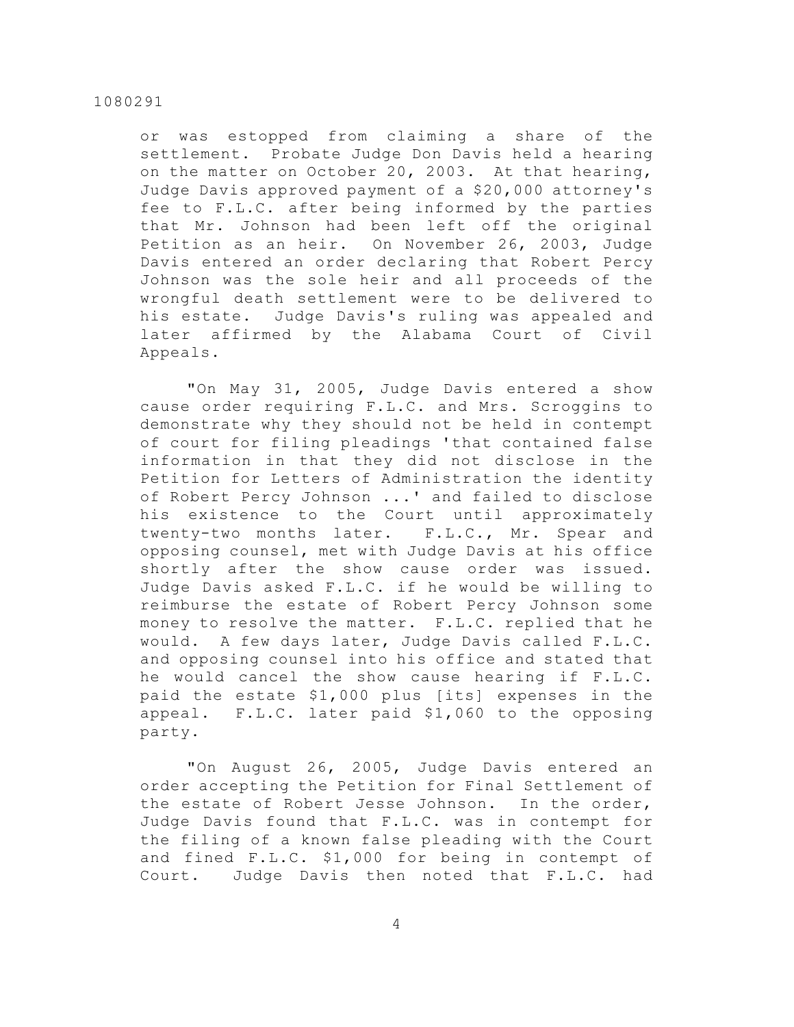or was estopped from claiming a share of the settlement. Probate Judge Don Davis held a hearing on the matter on October 20, 2003. At that hearing, Judge Davis approved payment of a $20,000 attorney's fee to F.L.C. after being informed by the parties that Mr. Johnson had been left off the original Petition as an heir. On November 26, 2003, Judge Davis entered an order declaring that Robert Percy Johnson was the sole heir and all proceeds of the wrongful death settlement were to be delivered to his estate. Judge Davis's ruling was appealed and later affirmed by the Alabama Court of Civil Appeals.

"On May 31, 2005, Judge Davis entered a show cause order requiring F.L.C. and Mrs. Scroggins to demonstrate why they should not be held in contempt of court for filing pleadings 'that contained false information in that they did not disclose in the Petition for Letters of Administration the identity of Robert Percy Johnson ...' and failed to disclose his existence to the Court until approximately twenty-two months later. F.L.C., Mr. Spear and opposing counsel, met with Judge Davis at his office shortly after the show cause order was issued. Judge Davis asked F.L.C. if he would be willing to reimburse the estate of Robert Percy Johnson some money to resolve the matter. F.L.C. replied that he would. A few days later, Judge Davis called F.L.C. and opposing counsel into his office and stated that he would cancel the show cause hearing if F.L.C. paid the estate $1,000 plus [its] expenses in the appeal. F.L.C. later paid $1,060 to the opposing party.

"On August 26, 2005, Judge Davis entered an order accepting the Petition for Final Settlement of the estate of Robert Jesse Johnson. In the order, Judge Davis found that F.L.C. was in contempt for the filing of a known false pleading with the Court and fined F.L.C. $1,000 for being in contempt of Court. Judge Davis then noted that F.L.C. had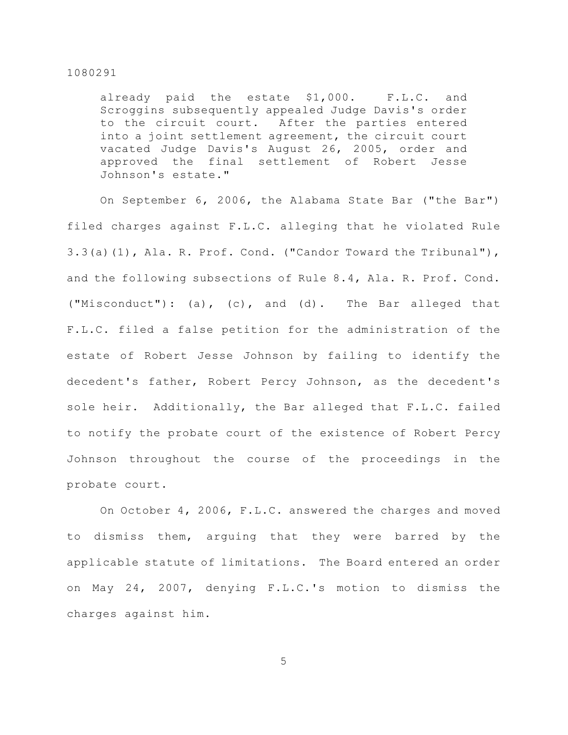> already paid the estate $1,000. F.L.C. and Scroggins subsequently appealed Judge Davis's order to the circuit court. After the parties entered into a joint settlement agreement, the circuit court vacated Judge Davis's August 26, 2005, order and approved the final settlement of Robert Jesse Johnson's estate."

On September 6, 2006, the Alabama State Bar ("the Bar") filed charges against F.L.C. alleging that he violated Rule 3.3(a)(1), Ala. R. Prof. Cond. ("Candor Toward the Tribunal"), and the following subsections of Rule 8.4, Ala. R. Prof. Cond. ("Misconduct"): (a), (c), and (d). The Bar alleged that F.L.C. filed a false petition for the administration of the estate of Robert Jesse Johnson by failing to identify the decedent's father, Robert Percy Johnson, as the decedent's sole heir. Additionally, the Bar alleged that F.L.C. failed to notify the probate court of the existence of Robert Percy Johnson throughout the course of the proceedings in the probate court.

On October 4, 2006, F.L.C. answered the charges and moved to dismiss them, arguing that they were barred by the applicable statute of limitations. The Board entered an order on May 24, 2007, denying F.L.C.'s motion to dismiss the charges against him.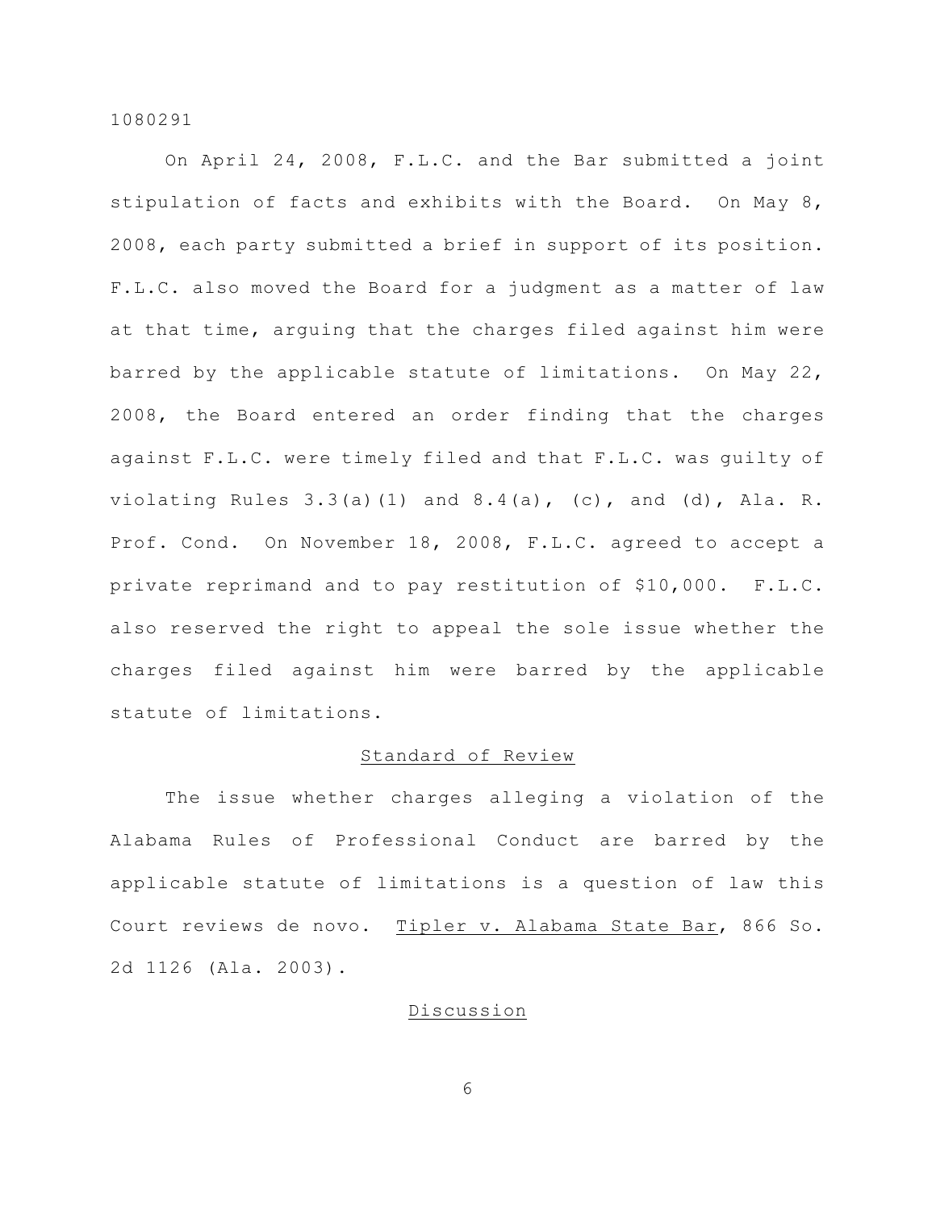On April 24, 2008, F.L.C. and the Bar submitted a joint stipulation of facts and exhibits with the Board. On May 8, 2008, each party submitted a brief in support of its position. F.L.C. also moved the Board for a judgment as a matter of law at that time, arguing that the charges filed against him were barred by the applicable statute of limitations. On May 22, 2008, the Board entered an order finding that the charges against F.L.C. were timely filed and that F.L.C. was guilty of violating Rules 3.3(a)(1) and 8.4(a), (c), and (d), Ala. R. Prof. Cond. On November 18, 2008, F.L.C. agreed to accept a private reprimand and to pay restitution of $10,000. F.L.C. also reserved the right to appeal the sole issue whether the charges filed against him were barred by the applicable statute of limitations.

## Standard of Review

The issue whether charges alleging a violation of the Alabama Rules of Professional Conduct are barred by the applicable statute of limitations is a question of law this Court reviews de novo. Tipler v. Alabama State Bar, 866 So. 2d 1126 (Ala. 2003).

## Discussion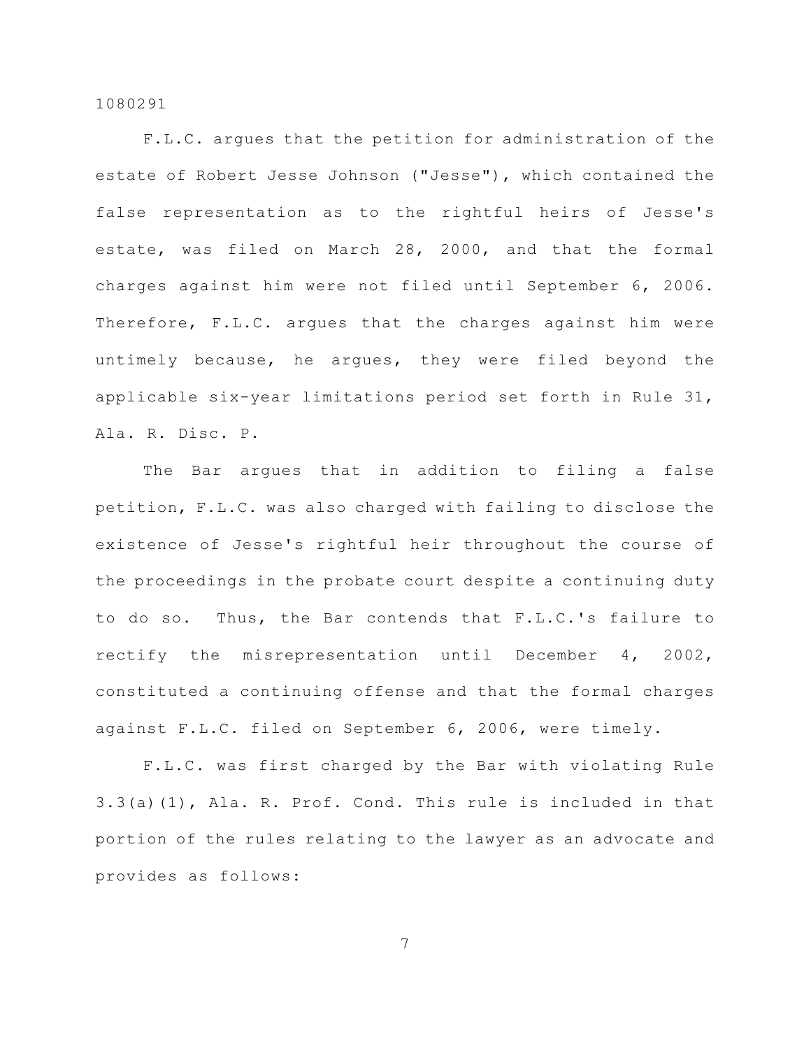F.L.C. argues that the petition for administration of the estate of Robert Jesse Johnson ("Jesse"), which contained the false representation as to the rightful heirs of Jesse's estate, was filed on March 28, 2000, and that the formal charges against him were not filed until September 6, 2006. Therefore, F.L.C. argues that the charges against him were untimely because, he argues, they were filed beyond the applicable six-year limitations period set forth in Rule 31, Ala. R. Disc. P.

The Bar argues that in addition to filing a false petition, F.L.C. was also charged with failing to disclose the existence of Jesse's rightful heir throughout the course of the proceedings in the probate court despite a continuing duty to do so. Thus, the Bar contends that F.L.C.'s failure to rectify the misrepresentation until December 4, 2002, constituted a continuing offense and that the formal charges against F.L.C. filed on September 6, 2006, were timely.

F.L.C. was first charged by the Bar with violating Rule 3.3(a)(1), Ala. R. Prof. Cond. This rule is included in that portion of the rules relating to the lawyer as an advocate and provides as follows: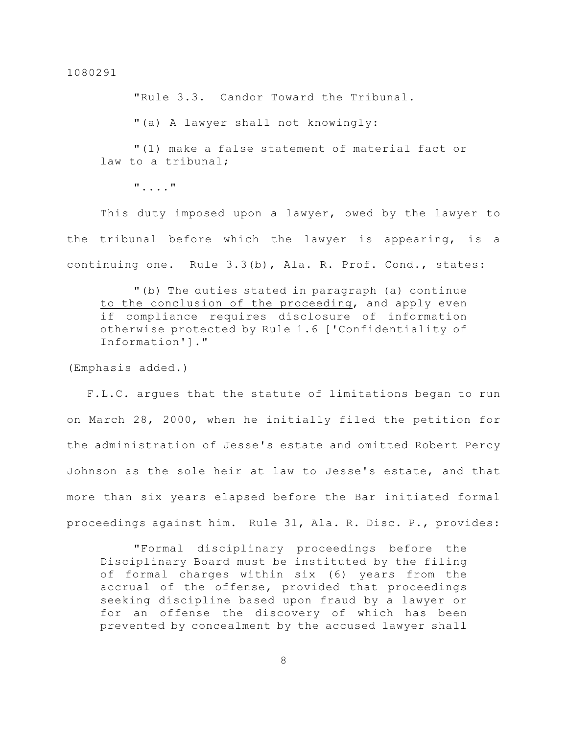"Rule 3.3. Candor Toward the Tribunal.

"(a) A lawyer shall not knowingly:

"(1) make a false statement of material fact or law to a tribunal;

"...."

This duty imposed upon a lawyer, owed by the lawyer to the tribunal before which the lawyer is appearing, is a continuing one. Rule 3.3(b), Ala. R. Prof. Cond., states:

> "(b) The duties stated in paragraph (a) continue <u>to the conclusion of the proceeding</u>, and apply even if compliance requires disclosure of information otherwise protected by Rule 1.6 ['Confidentiality of Information']."

(Emphasis added.)

F.L.C. argues that the statute of limitations began to run on March 28, 2000, when he initially filed the petition for the administration of Jesse's estate and omitted Robert Percy Johnson as the sole heir at law to Jesse's estate, and that more than six years elapsed before the Bar initiated formal proceedings against him. Rule 31, Ala. R. Disc. P., provides:

> "Formal disciplinary proceedings before the Disciplinary Board must be instituted by the filing of formal charges within six (6) years from the accrual of the offense, provided that proceedings seeking discipline based upon fraud by a lawyer or for an offense the discovery of which has been prevented by concealment by the accused lawyer shall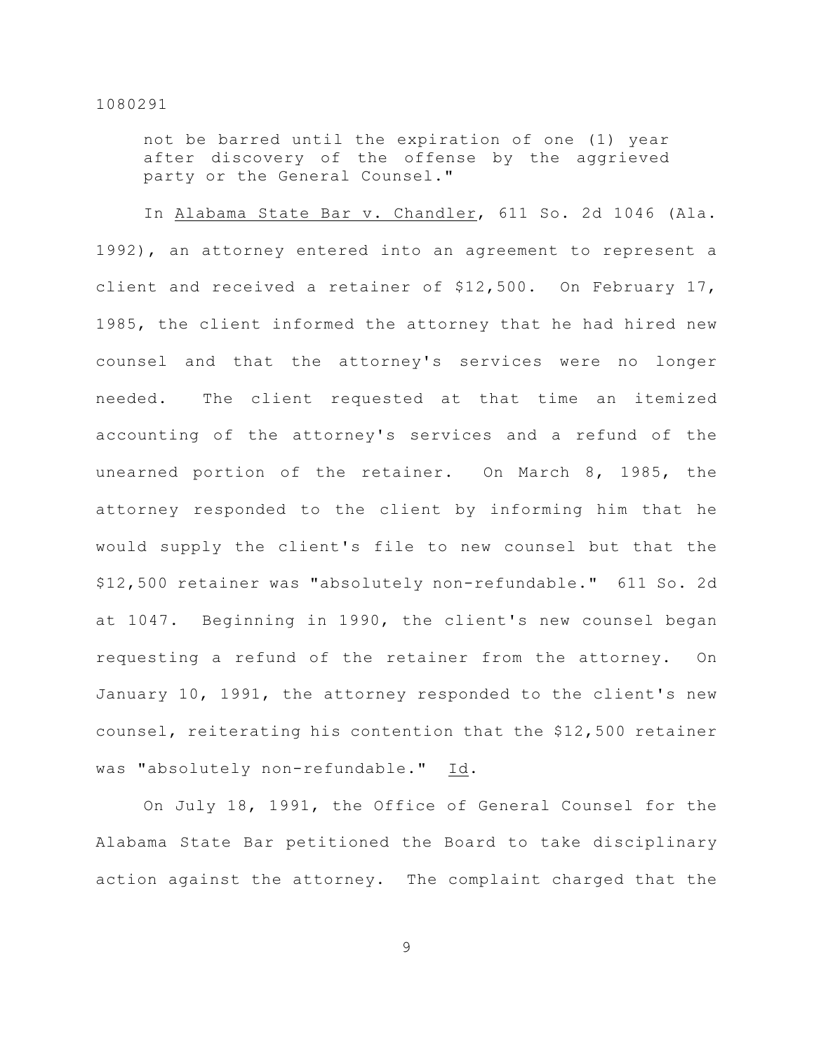> not be barred until the expiration of one (1) year after discovery of the offense by the aggrieved party or the General Counsel."

In Alabama State Bar v. Chandler, 611 So. 2d 1046 (Ala. 1992), an attorney entered into an agreement to represent a client and received a retainer of $12,500. On February 17, 1985, the client informed the attorney that he had hired new counsel and that the attorney's services were no longer needed. The client requested at that time an itemized accounting of the attorney's services and a refund of the unearned portion of the retainer. On March 8, 1985, the attorney responded to the client by informing him that he would supply the client's file to new counsel but that the $12,500 retainer was "absolutely non-refundable." 611 So. 2d at 1047. Beginning in 1990, the client's new counsel began requesting a refund of the retainer from the attorney. On January 10, 1991, the attorney responded to the client's new counsel, reiterating his contention that the $12,500 retainer was "absolutely non-refundable." Id.

On July 18, 1991, the Office of General Counsel for the Alabama State Bar petitioned the Board to take disciplinary action against the attorney. The complaint charged that the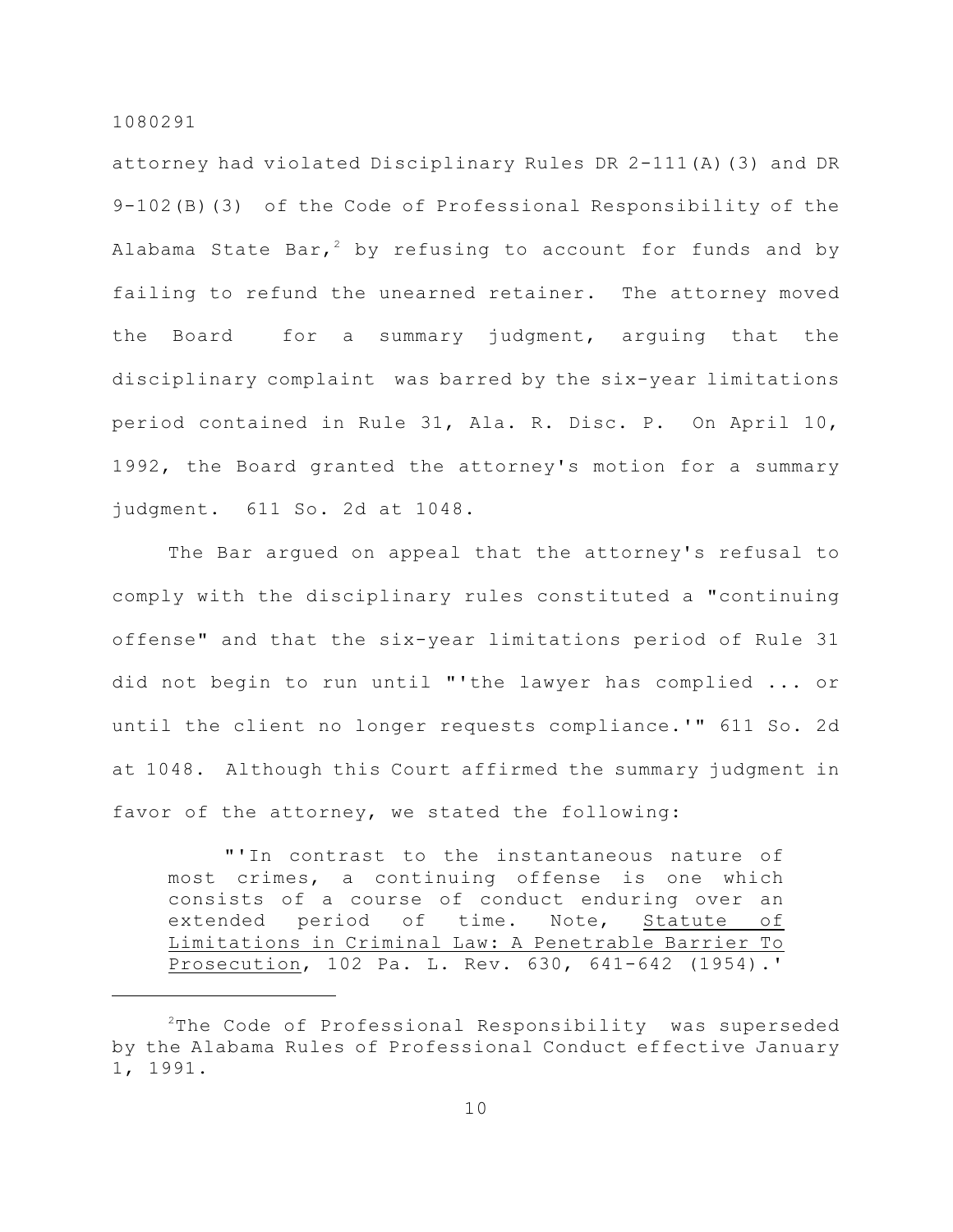attorney had violated Disciplinary Rules DR 2-111(A)(3) and DR 9-102(B)(3) of the Code of Professional Responsibility of the Alabama State Bar,[2] by refusing to account for funds and by failing to refund the unearned retainer. The attorney moved the Board for a summary judgment, arguing that the disciplinary complaint was barred by the six-year limitations period contained in Rule 31, Ala. R. Disc. P. On April 10, 1992, the Board granted the attorney's motion for a summary judgment. 611 So. 2d at 1048.

The Bar argued on appeal that the attorney's refusal to comply with the disciplinary rules constituted a "continuing offense" and that the six-year limitations period of Rule 31 did not begin to run until "'the lawyer has complied ... or until the client no longer requests compliance.'" 611 So. 2d at 1048. Although this Court affirmed the summary judgment in favor of the attorney, we stated the following:

> "'In contrast to the instantaneous nature of most crimes, a continuing offense is one which consists of a course of conduct enduring over an extended period of time. Note, <u>Statute of Limitations in Criminal Law: A Penetrable Barrier To Prosecution</u>, 102 Pa. L. Rev. 630, 641-642 (1954).'

---

[2] The Code of Professional Responsibility was superseded by the Alabama Rules of Professional Conduct effective January 1, 1991.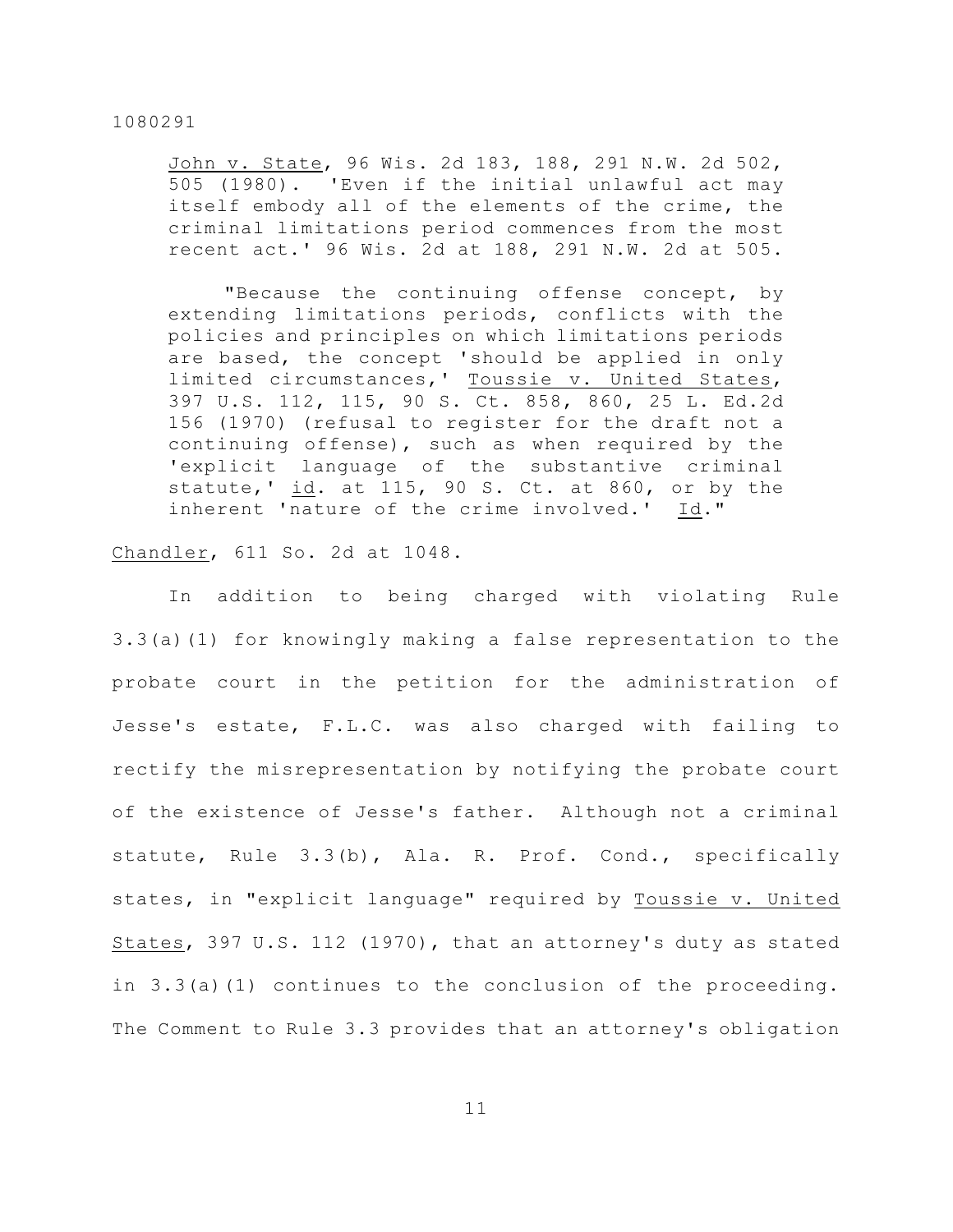> John v. State, 96 Wis. 2d 183, 188, 291 N.W. 2d 502, 505 (1980). 'Even if the initial unlawful act may itself embody all of the elements of the crime, the criminal limitations period commences from the most recent act.' 96 Wis. 2d at 188, 291 N.W. 2d at 505.
>
> "Because the continuing offense concept, by extending limitations periods, conflicts with the policies and principles on which limitations periods are based, the concept 'should be applied in only limited circumstances,' Toussie v. United States, 397 U.S. 112, 115, 90 S. Ct. 858, 860, 25 L. Ed.2d 156 (1970) (refusal to register for the draft not a continuing offense), such as when required by the 'explicit language of the substantive criminal statute,' id. at 115, 90 S. Ct. at 860, or by the inherent 'nature of the crime involved.' Id."

Chandler, 611 So. 2d at 1048.

In addition to being charged with violating Rule 3.3(a)(1) for knowingly making a false representation to the probate court in the petition for the administration of Jesse's estate, F.L.C. was also charged with failing to rectify the misrepresentation by notifying the probate court of the existence of Jesse's father. Although not a criminal statute, Rule 3.3(b), Ala. R. Prof. Cond., specifically states, in "explicit language" required by Toussie v. United States, 397 U.S. 112 (1970), that an attorney's duty as stated in 3.3(a)(1) continues to the conclusion of the proceeding. The Comment to Rule 3.3 provides that an attorney's obligation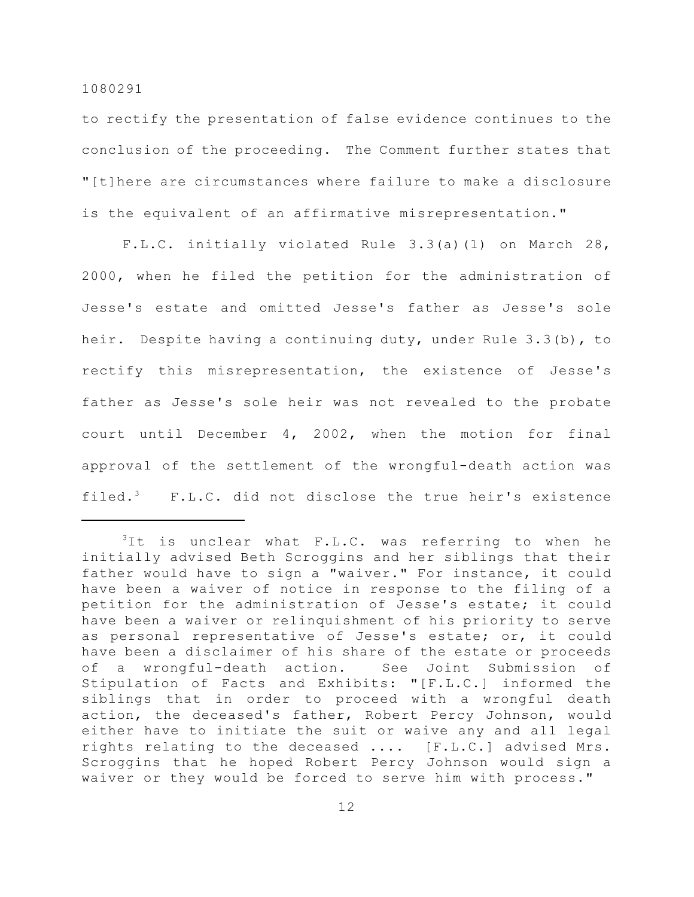to rectify the presentation of false evidence continues to the conclusion of the proceeding. The Comment further states that "[t]here are circumstances where failure to make a disclosure is the equivalent of an affirmative misrepresentation."

F.L.C. initially violated Rule 3.3(a)(1) on March 28, 2000, when he filed the petition for the administration of Jesse's estate and omitted Jesse's father as Jesse's sole heir. Despite having a continuing duty, under Rule 3.3(b), to rectify this misrepresentation, the existence of Jesse's father as Jesse's sole heir was not revealed to the probate court until December 4, 2002, when the motion for final approval of the settlement of the wrongful-death action was filed.[3] F.L.C. did not disclose the true heir's existence

---

[3] It is unclear what F.L.C. was referring to when he initially advised Beth Scroggins and her siblings that their father would have to sign a "waiver." For instance, it could have been a waiver of notice in response to the filing of a petition for the administration of Jesse's estate; it could have been a waiver or relinquishment of his priority to serve as personal representative of Jesse's estate; or, it could have been a disclaimer of his share of the estate or proceeds of a wrongful-death action. See Joint Submission of Stipulation of Facts and Exhibits: "[F.L.C.] informed the siblings that in order to proceed with a wrongful death action, the deceased's father, Robert Percy Johnson, would either have to initiate the suit or waive any and all legal rights relating to the deceased .... [F.L.C.] advised Mrs. Scroggins that he hoped Robert Percy Johnson would sign a waiver or they would be forced to serve him with process."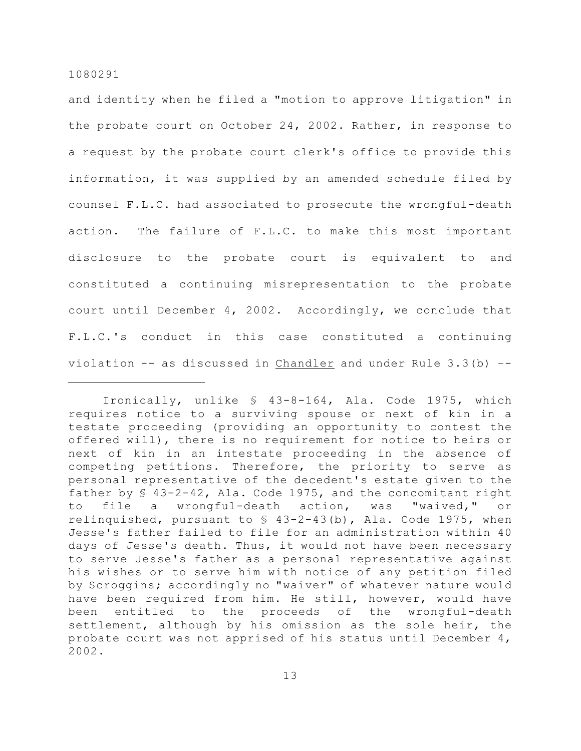and identity when he filed a "motion to approve litigation" in the probate court on October 24, 2002. Rather, in response to a request by the probate court clerk's office to provide this information, it was supplied by an amended schedule filed by counsel F.L.C. had associated to prosecute the wrongful-death action. The failure of F.L.C. to make this most important disclosure to the probate court is equivalent to and constituted a continuing misrepresentation to the probate court until December 4, 2002. Accordingly, we conclude that F.L.C.'s conduct in this case constituted a continuing violation -- as discussed in <u>Chandler</u> and under Rule 3.3(b) --

---

Ironically, unlike § 43-8-164, Ala. Code 1975, which requires notice to a surviving spouse or next of kin in a testate proceeding (providing an opportunity to contest the offered will), there is no requirement for notice to heirs or next of kin in an intestate proceeding in the absence of competing petitions. Therefore, the priority to serve as personal representative of the decedent's estate given to the father by § 43-2-42, Ala. Code 1975, and the concomitant right to file a wrongful-death action, was "waived," or relinquished, pursuant to § 43-2-43(b), Ala. Code 1975, when Jesse's father failed to file for an administration within 40 days of Jesse's death. Thus, it would not have been necessary to serve Jesse's father as a personal representative against his wishes or to serve him with notice of any petition filed by Scroggins; accordingly no "waiver" of whatever nature would have been required from him. He still, however, would have been entitled to the proceeds of the wrongful-death settlement, although by his omission as the sole heir, the probate court was not apprised of his status until December 4, 2002.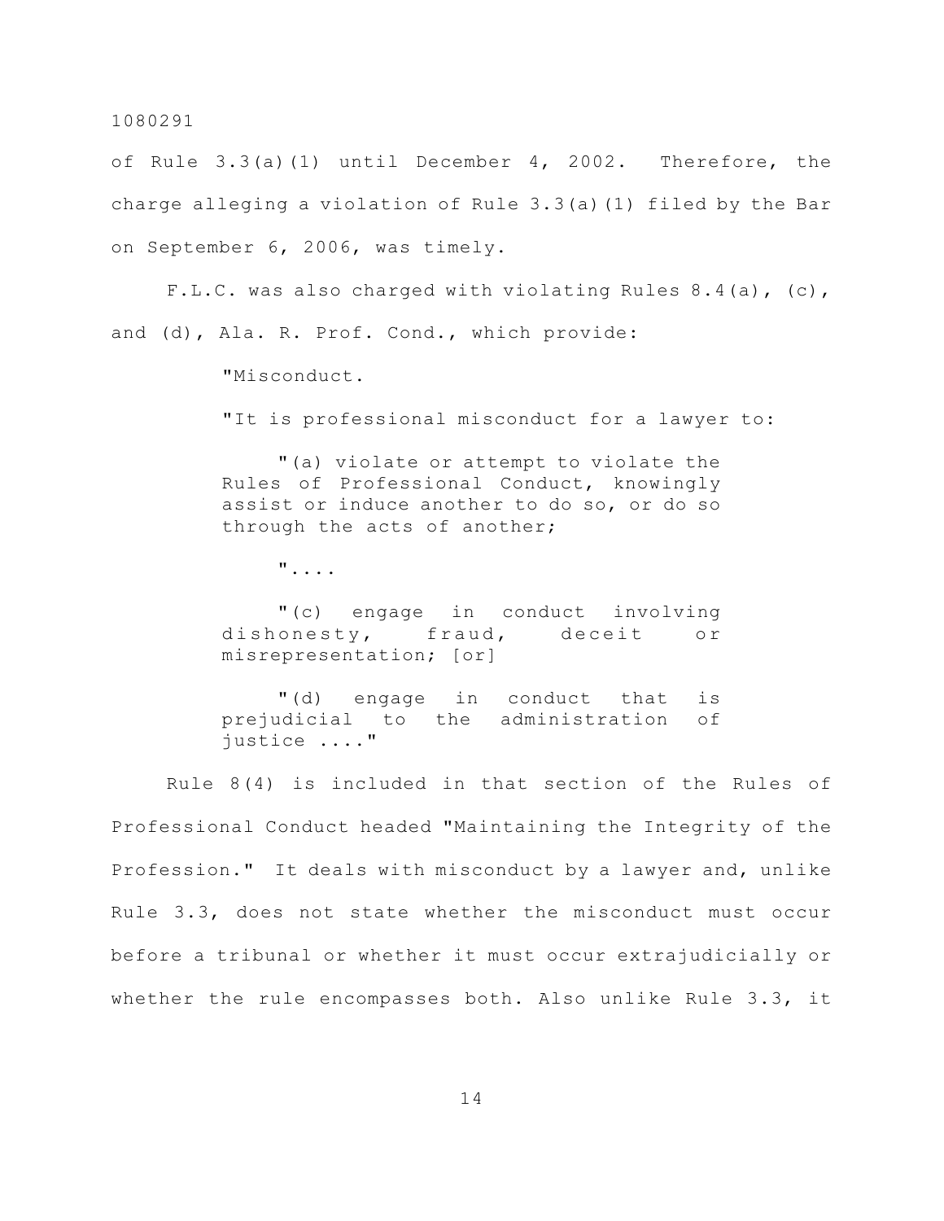of Rule 3.3(a)(1) until December 4, 2002. Therefore, the charge alleging a violation of Rule 3.3(a)(1) filed by the Bar on September 6, 2006, was timely.

F.L.C. was also charged with violating Rules 8.4(a), (c), and (d), Ala. R. Prof. Cond., which provide:

> "Misconduct.
>
> "It is professional misconduct for a lawyer to:
>
> "(a) violate or attempt to violate the Rules of Professional Conduct, knowingly assist or induce another to do so, or do so through the acts of another;
>
> "....
>
> "(c) engage in conduct involving dishonesty, fraud, deceit or misrepresentation; [or]
>
> "(d) engage in conduct that is prejudicial to the administration of justice ...."

Rule 8(4) is included in that section of the Rules of Professional Conduct headed "Maintaining the Integrity of the Profession." It deals with misconduct by a lawyer and, unlike Rule 3.3, does not state whether the misconduct must occur before a tribunal or whether it must occur extrajudicially or whether the rule encompasses both. Also unlike Rule 3.3, it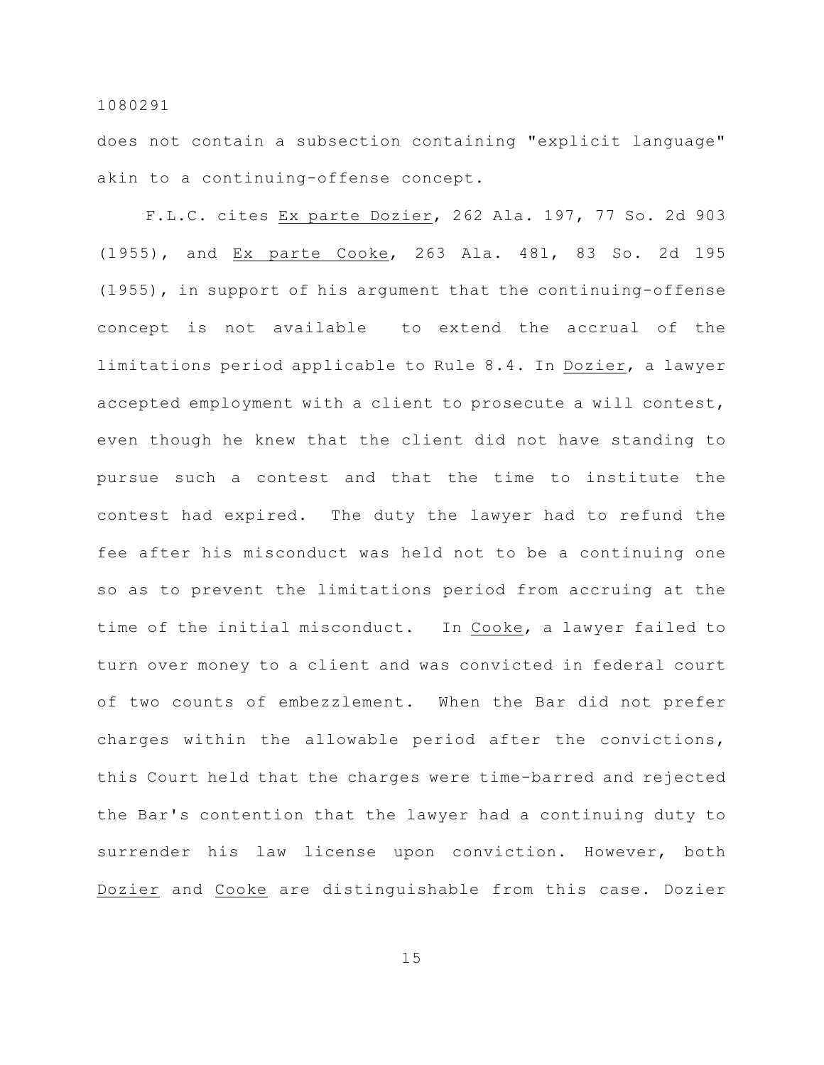does not contain a subsection containing "explicit language" akin to a continuing-offense concept.

F.L.C. cites Ex parte Dozier, 262 Ala. 197, 77 So. 2d 903 (1955), and Ex parte Cooke, 263 Ala. 481, 83 So. 2d 195 (1955), in support of his argument that the continuing-offense concept is not available to extend the accrual of the limitations period applicable to Rule 8.4. In Dozier, a lawyer accepted employment with a client to prosecute a will contest, even though he knew that the client did not have standing to pursue such a contest and that the time to institute the contest had expired. The duty the lawyer had to refund the fee after his misconduct was held not to be a continuing one so as to prevent the limitations period from accruing at the time of the initial misconduct. In Cooke, a lawyer failed to turn over money to a client and was convicted in federal court of two counts of embezzlement. When the Bar did not prefer charges within the allowable period after the convictions, this Court held that the charges were time-barred and rejected the Bar's contention that the lawyer had a continuing duty to surrender his law license upon conviction. However, both Dozier and Cooke are distinguishable from this case. Dozier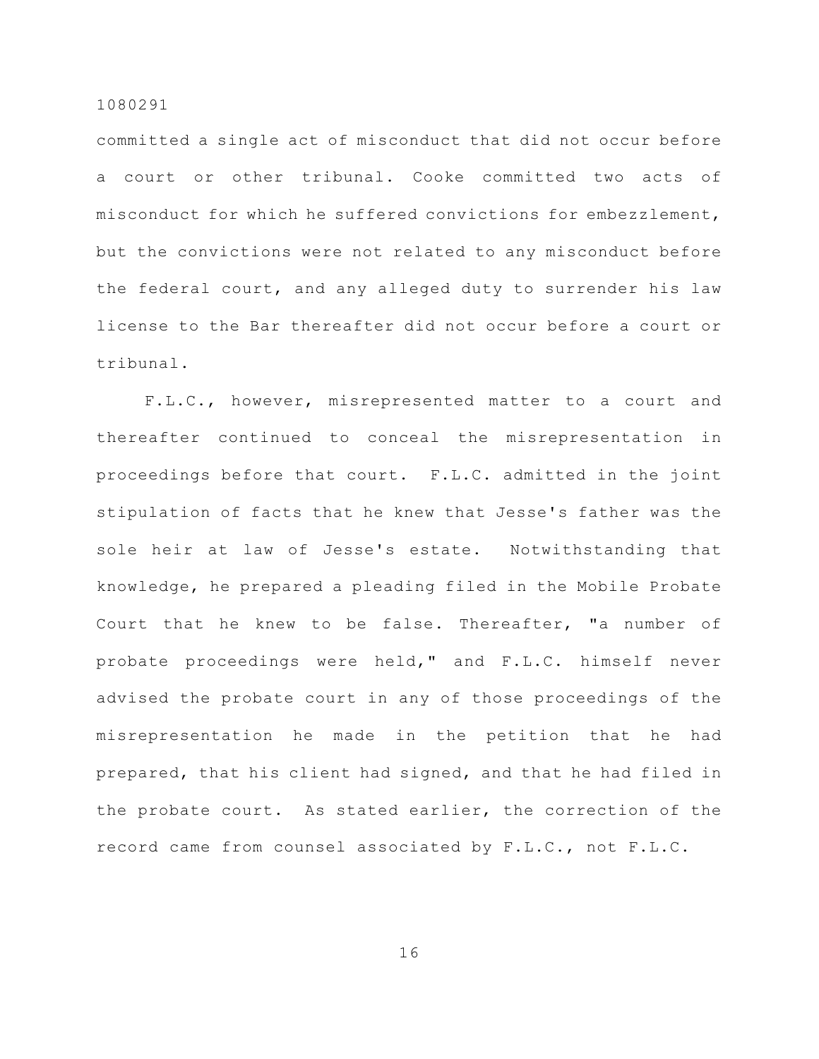committed a single act of misconduct that did not occur before a court or other tribunal. Cooke committed two acts of misconduct for which he suffered convictions for embezzlement, but the convictions were not related to any misconduct before the federal court, and any alleged duty to surrender his law license to the Bar thereafter did not occur before a court or tribunal.

F.L.C., however, misrepresented matter to a court and thereafter continued to conceal the misrepresentation in proceedings before that court. F.L.C. admitted in the joint stipulation of facts that he knew that Jesse's father was the sole heir at law of Jesse's estate. Notwithstanding that knowledge, he prepared a pleading filed in the Mobile Probate Court that he knew to be false. Thereafter, "a number of probate proceedings were held," and F.L.C. himself never advised the probate court in any of those proceedings of the misrepresentation he made in the petition that he had prepared, that his client had signed, and that he had filed in the probate court. As stated earlier, the correction of the record came from counsel associated by F.L.C., not F.L.C.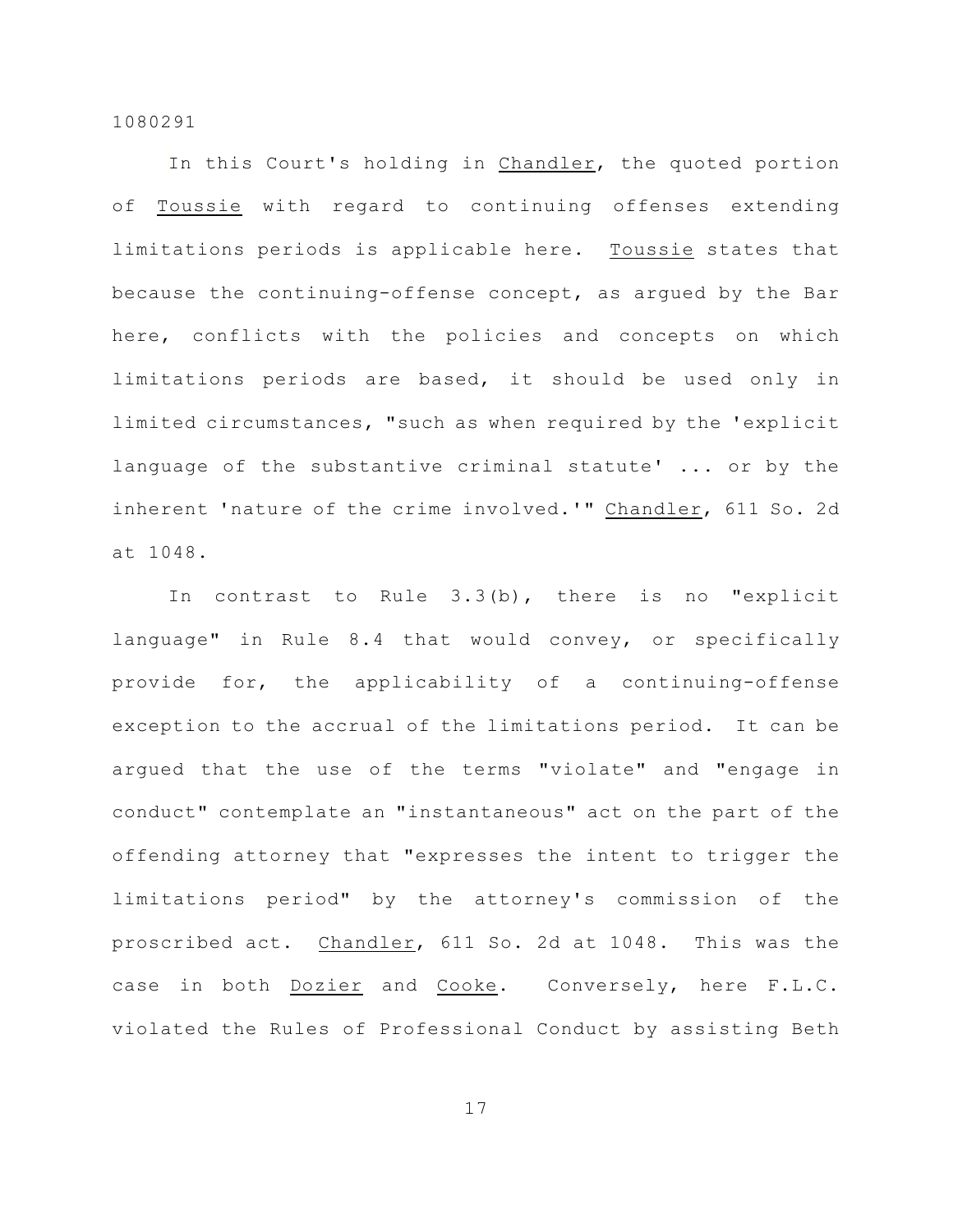In this Court's holding in Chandler, the quoted portion of Toussie with regard to continuing offenses extending limitations periods is applicable here. Toussie states that because the continuing-offense concept, as argued by the Bar here, conflicts with the policies and concepts on which limitations periods are based, it should be used only in limited circumstances, "such as when required by the 'explicit language of the substantive criminal statute' ... or by the inherent 'nature of the crime involved.'" Chandler, 611 So. 2d at 1048.

In contrast to Rule 3.3(b), there is no "explicit language" in Rule 8.4 that would convey, or specifically provide for, the applicability of a continuing-offense exception to the accrual of the limitations period. It can be argued that the use of the terms "violate" and "engage in conduct" contemplate an "instantaneous" act on the part of the offending attorney that "expresses the intent to trigger the limitations period" by the attorney's commission of the proscribed act. Chandler, 611 So. 2d at 1048. This was the case in both Dozier and Cooke. Conversely, here F.L.C. violated the Rules of Professional Conduct by assisting Beth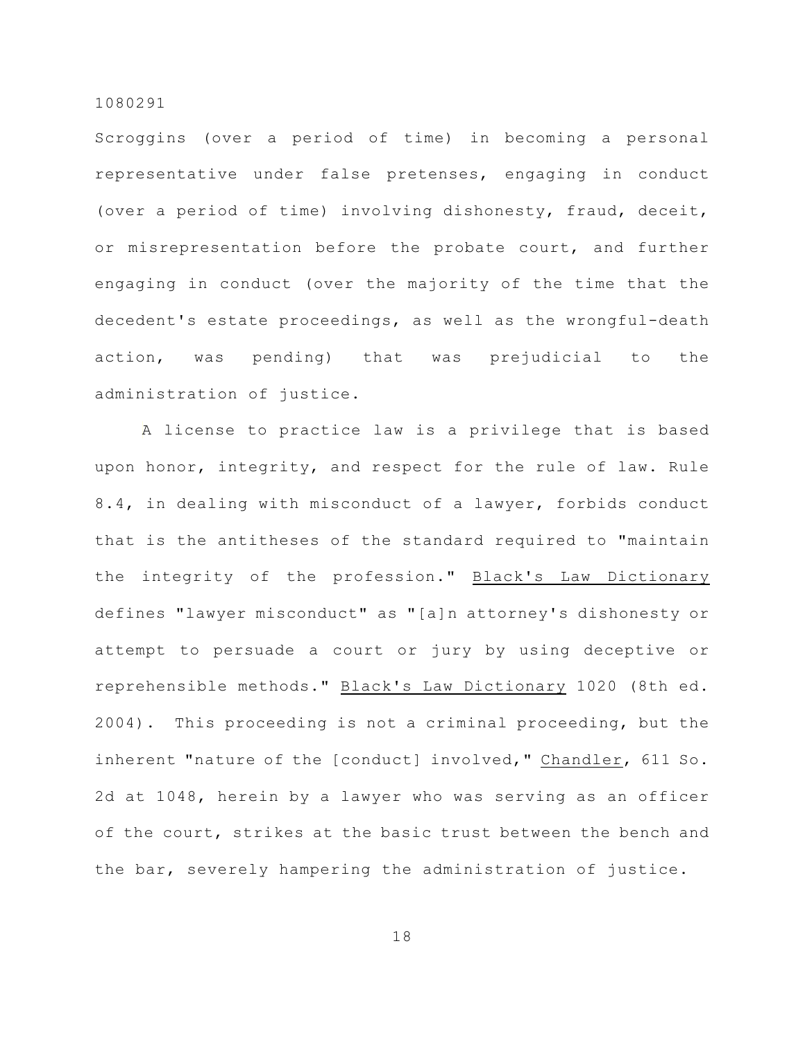Scroggins (over a period of time) in becoming a personal representative under false pretenses, engaging in conduct (over a period of time) involving dishonesty, fraud, deceit, or misrepresentation before the probate court, and further engaging in conduct (over the majority of the time that the decedent's estate proceedings, as well as the wrongful-death action, was pending) that was prejudicial to the administration of justice.

A license to practice law is a privilege that is based upon honor, integrity, and respect for the rule of law. Rule 8.4, in dealing with misconduct of a lawyer, forbids conduct that is the antitheses of the standard required to "maintain the integrity of the profession." Black's Law Dictionary defines "lawyer misconduct" as "[a]n attorney's dishonesty or attempt to persuade a court or jury by using deceptive or reprehensible methods." Black's Law Dictionary 1020 (8th ed. 2004). This proceeding is not a criminal proceeding, but the inherent "nature of the [conduct] involved," Chandler, 611 So. 2d at 1048, herein by a lawyer who was serving as an officer of the court, strikes at the basic trust between the bench and the bar, severely hampering the administration of justice.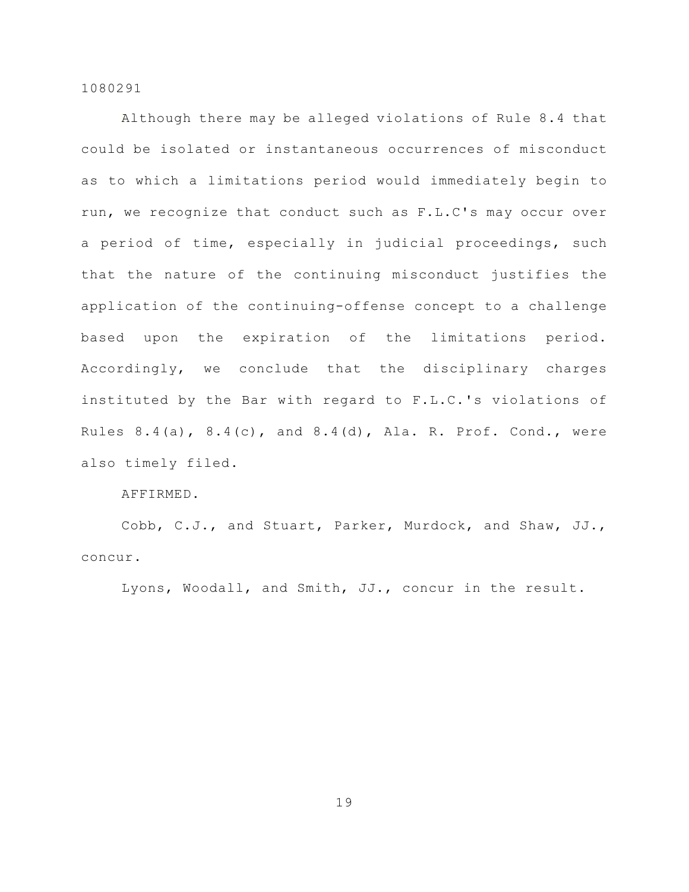Although there may be alleged violations of Rule 8.4 that could be isolated or instantaneous occurrences of misconduct as to which a limitations period would immediately begin to run, we recognize that conduct such as F.L.C's may occur over a period of time, especially in judicial proceedings, such that the nature of the continuing misconduct justifies the application of the continuing-offense concept to a challenge based upon the expiration of the limitations period. Accordingly, we conclude that the disciplinary charges instituted by the Bar with regard to F.L.C.'s violations of Rules 8.4(a), 8.4(c), and 8.4(d), Ala. R. Prof. Cond., were also timely filed.

AFFIRMED.

Cobb, C.J., and Stuart, Parker, Murdock, and Shaw, JJ., concur.

Lyons, Woodall, and Smith, JJ., concur in the result.